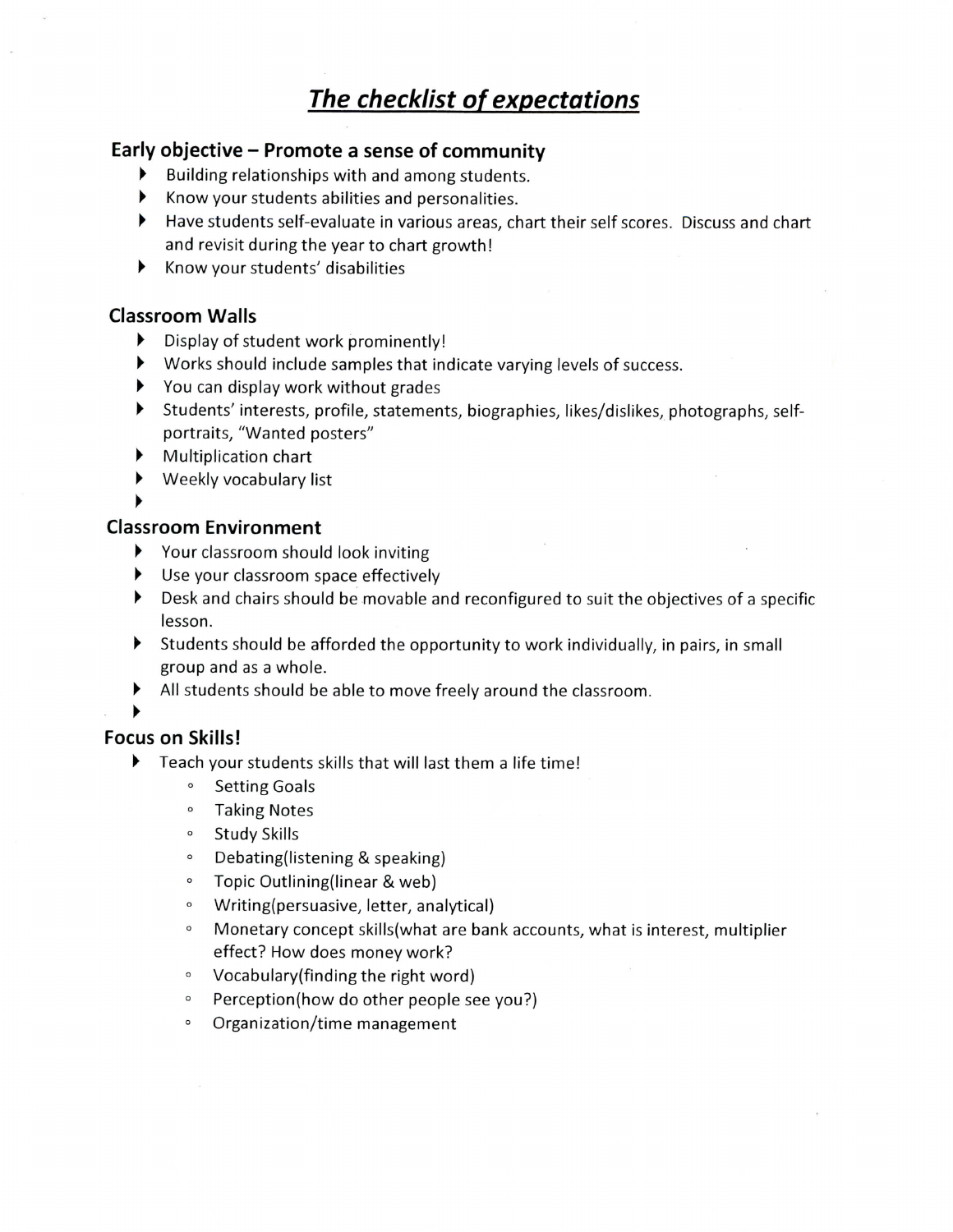# ***The checklist of expectations***

## Early objective – Promote a sense of community

- Building relationships with and among students.
- Know your students abilities and personalities.
- Have students self-evaluate in various areas, chart their self scores. Discuss and chart and revisit during the year to chart growth!
- Know your students' disabilities

## Classroom Walls

- Display of student work prominently!
- Works should include samples that indicate varying levels of success.
- You can display work without grades
- Students' interests, profile, statements, biographies, likes/dislikes, photographs, self-portraits, "Wanted posters"
- Multiplication chart
- Weekly vocabulary list

## Classroom Environment

- Your classroom should look inviting
- Use your classroom space effectively
- Desk and chairs should be movable and reconfigured to suit the objectives of a specific lesson.
- Students should be afforded the opportunity to work individually, in pairs, in small group and as a whole.
- All students should be able to move freely around the classroom.

## Focus on Skills!

- Teach your students skills that will last them a life time!
    - Setting Goals
    - Taking Notes
    - Study Skills
    - Debating(listening & speaking)
    - Topic Outlining(linear & web)
    - Writing(persuasive, letter, analytical)
    - Monetary concept skills(what are bank accounts, what is interest, multiplier effect? How does money work?
    - Vocabulary(finding the right word)
    - Perception(how do other people see you?)
    - Organization/time management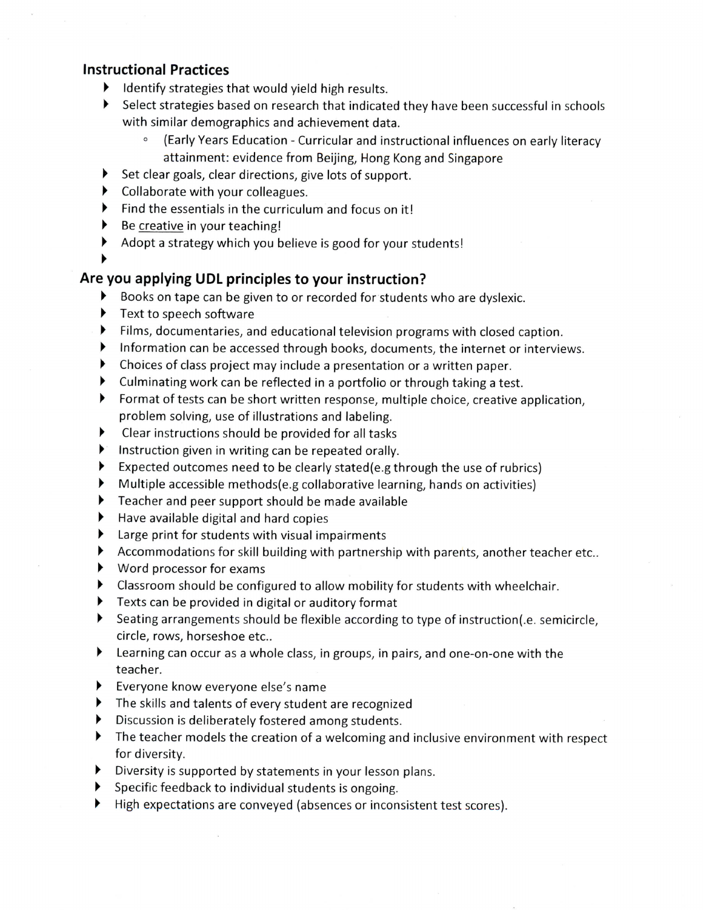## Instructional Practices

- Identify strategies that would yield high results.
- Select strategies based on research that indicated they have been successful in schools with similar demographics and achievement data.
  - (Early Years Education - Curricular and instructional influences on early literacy attainment: evidence from Beijing, Hong Kong and Singapore
- Set clear goals, clear directions, give lots of support.
- Collaborate with your colleagues.
- Find the essentials in the curriculum and focus on it!
- Be <u>creative</u> in your teaching!
- Adopt a strategy which you believe is good for your students!
-

## Are you applying UDL principles to your instruction?

- Books on tape can be given to or recorded for students who are dyslexic.
- Text to speech software
- Films, documentaries, and educational television programs with closed caption.
- Information can be accessed through books, documents, the internet or interviews.
- Choices of class project may include a presentation or a written paper.
- Culminating work can be reflected in a portfolio or through taking a test.
- Format of tests can be short written response, multiple choice, creative application, problem solving, use of illustrations and labeling.
- Clear instructions should be provided for all tasks
- Instruction given in writing can be repeated orally.
- Expected outcomes need to be clearly stated(e.g through the use of rubrics)
- Multiple accessible methods(e.g collaborative learning, hands on activities)
- Teacher and peer support should be made available
- Have available digital and hard copies
- Large print for students with visual impairments
- Accommodations for skill building with partnership with parents, another teacher etc..
- Word processor for exams
- Classroom should be configured to allow mobility for students with wheelchair.
- Texts can be provided in digital or auditory format
- Seating arrangements should be flexible according to type of instruction(.e. semicircle, circle, rows, horseshoe etc..
- Learning can occur as a whole class, in groups, in pairs, and one-on-one with the teacher.
- Everyone know everyone else's name
- The skills and talents of every student are recognized
- Discussion is deliberately fostered among students.
- The teacher models the creation of a welcoming and inclusive environment with respect for diversity.
- Diversity is supported by statements in your lesson plans.
- Specific feedback to individual students is ongoing.
- High expectations are conveyed (absences or inconsistent test scores).